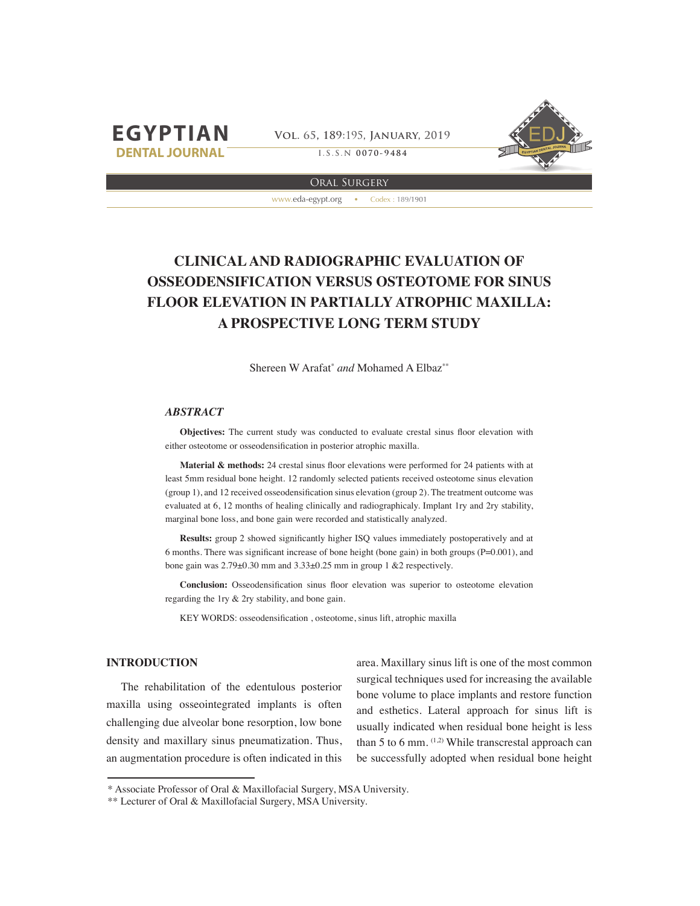# CLINICAL AND RADIOGRAPHIC EVALUATION OF OSSEODENSIFICATION VERSUS OSTEOTOME FOR SINUS FLOOR ELEVATION IN PARTIALLY ATROPHIC MAXILLA: A PROSPECTIVE LONG TERM STUDY

Shereen W Arafat* *and* Mohamed A Elbaz**

### *ABSTRACT*

**Objectives:** The current study was conducted to evaluate crestal sinus floor elevation with either osteotome or osseodensification in posterior atrophic maxilla.

**Material & methods:** 24 crestal sinus floor elevations were performed for 24 patients with at least 5mm residual bone height. 12 randomly selected patients received osteotome sinus elevation (group 1), and 12 received osseodensification sinus elevation (group 2). The treatment outcome was evaluated at 6, 12 months of healing clinically and radiographicaly. Implant 1ry and 2ry stability, marginal bone loss, and bone gain were recorded and statistically analyzed.

**Results:** group 2 showed significantly higher ISQ values immediately postoperatively and at 6 months. There was significant increase of bone height (bone gain) in both groups (P=0.001), and bone gain was 2.79±0.30 mm and 3.33±0.25 mm in group 1 &2 respectively.

**Conclusion:** Osseodensification sinus floor elevation was superior to osteotome elevation regarding the 1ry & 2ry stability, and bone gain.

KEY WORDS: osseodensification , osteotome, sinus lift, atrophic maxilla

## INTRODUCTION

The rehabilitation of the edentulous posterior maxilla using osseointegrated implants is often challenging due alveolar bone resorption, low bone density and maxillary sinus pneumatization. Thus, an augmentation procedure is often indicated in this area. Maxillary sinus lift is one of the most common surgical techniques used for increasing the available bone volume to place implants and restore function and esthetics. Lateral approach for sinus lift is usually indicated when residual bone height is less than 5 to 6 mm. [1,2] While transcrestal approach can be successfully adopted when residual bone height

---

\* Associate Professor of Oral & Maxillofacial Surgery, MSA University.

\*\* Lecturer of Oral & Maxillofacial Surgery, MSA University.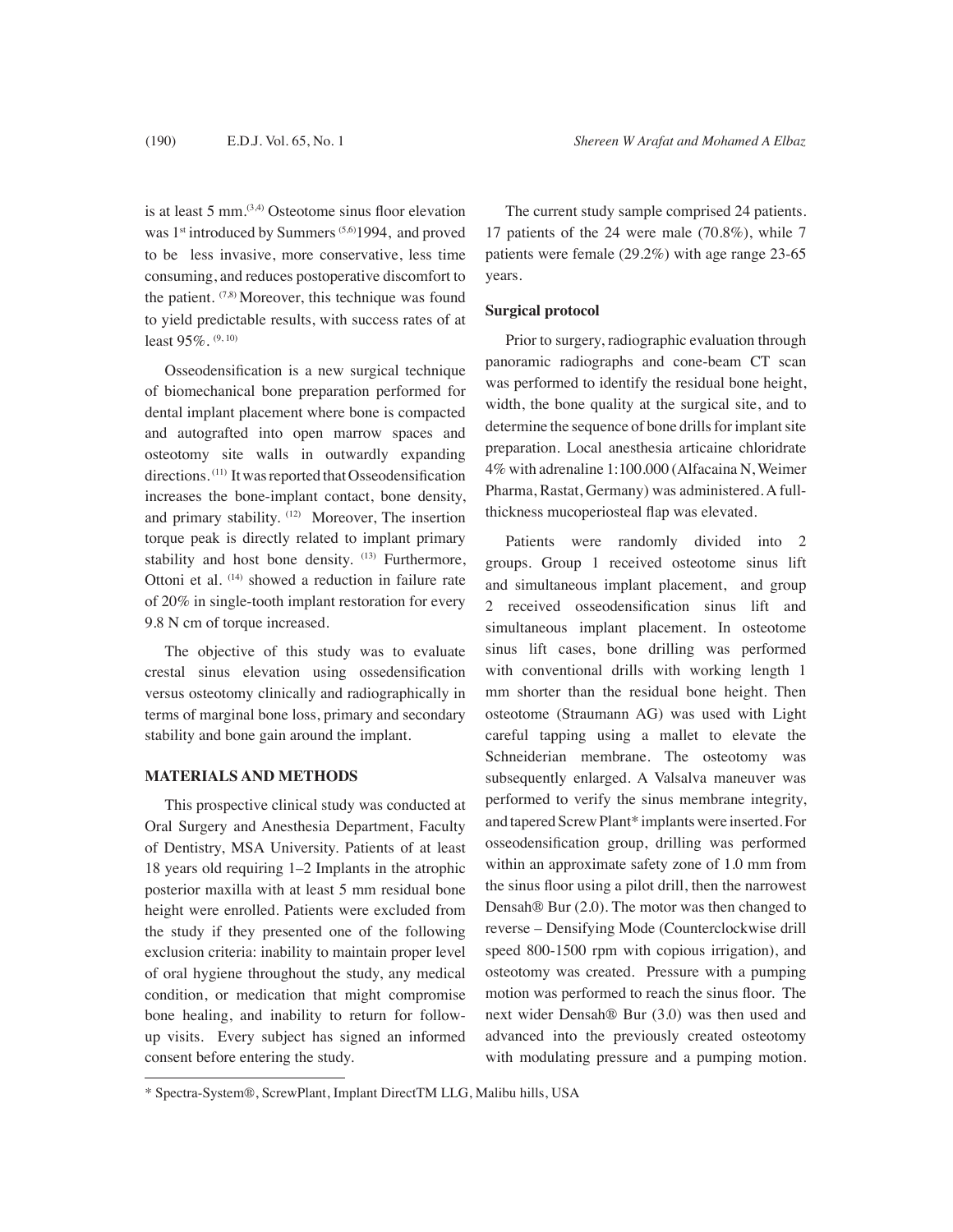is at least 5 mm.[3,4] Osteotome sinus floor elevation was 1st introduced by Summers [5,6] 1994, and proved to be less invasive, more conservative, less time consuming, and reduces postoperative discomfort to the patient. [7,8] Moreover, this technique was found to yield predictable results, with success rates of at least 95%. [9, 10]

Osseodensification is a new surgical technique of biomechanical bone preparation performed for dental implant placement where bone is compacted and autografted into open marrow spaces and osteotomy site walls in outwardly expanding directions. [11] It was reported that Osseodensification increases the bone-implant contact, bone density, and primary stability. [12] Moreover, The insertion torque peak is directly related to implant primary stability and host bone density. [13] Furthermore, Ottoni et al. [14] showed a reduction in failure rate of 20% in single-tooth implant restoration for every 9.8 N cm of torque increased.

The objective of this study was to evaluate crestal sinus elevation using ossedensification versus osteotomy clinically and radiographically in terms of marginal bone loss, primary and secondary stability and bone gain around the implant.

## MATERIALS AND METHODS

This prospective clinical study was conducted at Oral Surgery and Anesthesia Department, Faculty of Dentistry, MSA University. Patients of at least 18 years old requiring 1–2 Implants in the atrophic posterior maxilla with at least 5 mm residual bone height were enrolled. Patients were excluded from the study if they presented one of the following exclusion criteria: inability to maintain proper level of oral hygiene throughout the study, any medical condition, or medication that might compromise bone healing, and inability to return for follow-up visits. Every subject has signed an informed consent before entering the study.

The current study sample comprised 24 patients. 17 patients of the 24 were male (70.8%), while 7 patients were female (29.2%) with age range 23-65 years.

### Surgical protocol

Prior to surgery, radiographic evaluation through panoramic radiographs and cone-beam CT scan was performed to identify the residual bone height, width, the bone quality at the surgical site, and to determine the sequence of bone drills for implant site preparation. Local anesthesia articaine chloridrate 4% with adrenaline 1:100.000 (Alfacaina N, Weimer Pharma, Rastat, Germany) was administered. A full-thickness mucoperiosteal flap was elevated.

Patients were randomly divided into 2 groups. Group 1 received osteotome sinus lift and simultaneous implant placement, and group 2 received osseodensification sinus lift and simultaneous implant placement. In osteotome sinus lift cases, bone drilling was performed with conventional drills with working length 1 mm shorter than the residual bone height. Then osteotome (Straumann AG) was used with Light careful tapping using a mallet to elevate the Schneiderian membrane. The osteotomy was subsequently enlarged. A Valsalva maneuver was performed to verify the sinus membrane integrity, and tapered Screw Plant* implants were inserted. For osseodensification group, drilling was performed within an approximate safety zone of 1.0 mm from the sinus floor using a pilot drill, then the narrowest Densah® Bur (2.0). The motor was then changed to reverse – Densifying Mode (Counterclockwise drill speed 800-1500 rpm with copious irrigation), and osteotomy was created. Pressure with a pumping motion was performed to reach the sinus floor. The next wider Densah® Bur (3.0) was then used and advanced into the previously created osteotomy with modulating pressure and a pumping motion.

* Spectra-System®, ScrewPlant, Implant DirectTM LLG, Malibu hills, USA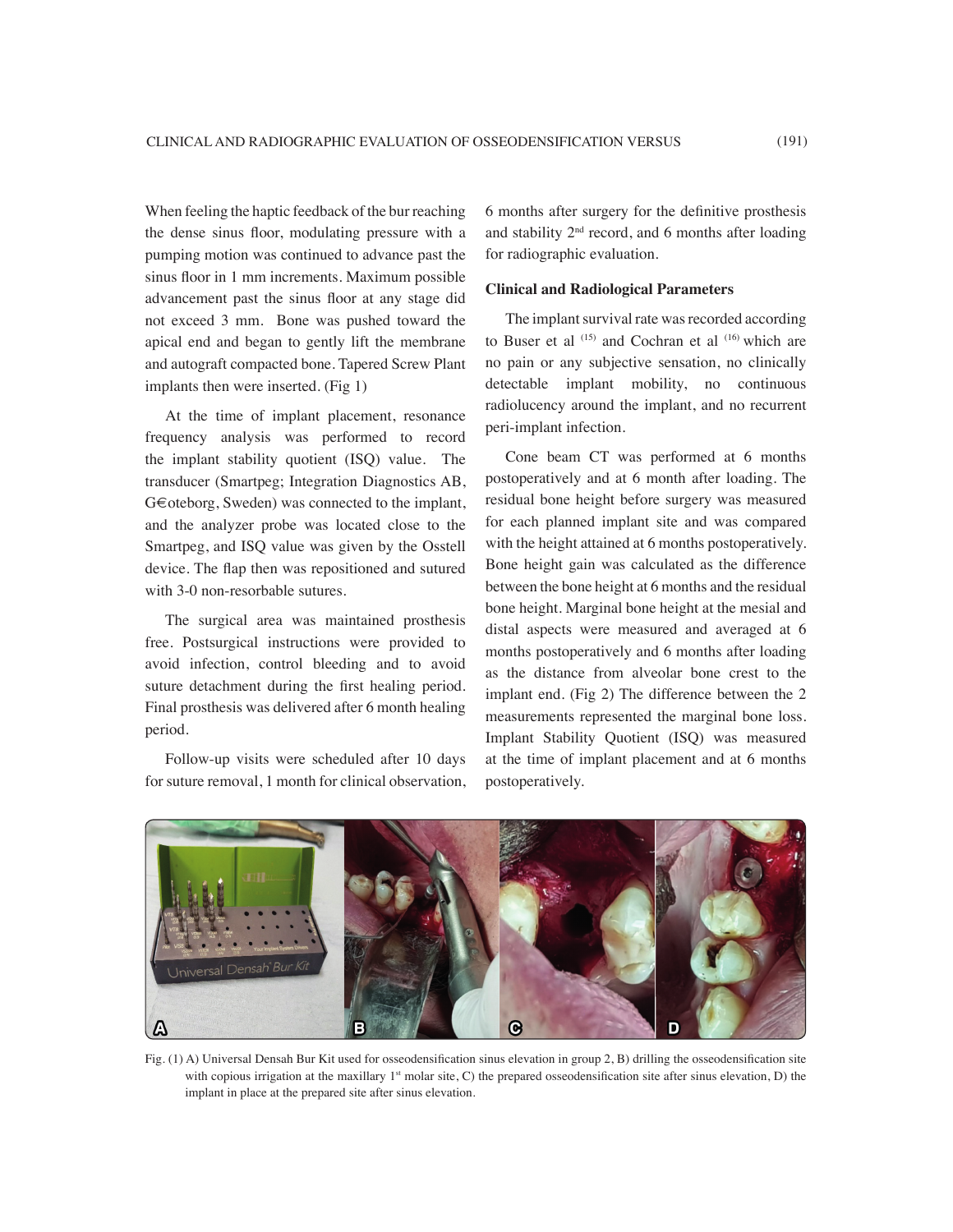When feeling the haptic feedback of the bur reaching the dense sinus floor, modulating pressure with a pumping motion was continued to advance past the sinus floor in 1 mm increments. Maximum possible advancement past the sinus floor at any stage did not exceed 3 mm. Bone was pushed toward the apical end and began to gently lift the membrane and autograft compacted bone. Tapered Screw Plant implants then were inserted. (Fig 1)

At the time of implant placement, resonance frequency analysis was performed to record the implant stability quotient (ISQ) value. The transducer (Smartpeg; Integration Diagnostics AB, G€oteborg, Sweden) was connected to the implant, and the analyzer probe was located close to the Smartpeg, and ISQ value was given by the Osstell device. The flap then was repositioned and sutured with 3-0 non-resorbable sutures.

The surgical area was maintained prosthesis free. Postsurgical instructions were provided to avoid infection, control bleeding and to avoid suture detachment during the first healing period. Final prosthesis was delivered after 6 month healing period.

Follow-up visits were scheduled after 10 days for suture removal, 1 month for clinical observation, 6 months after surgery for the definitive prosthesis and stability 2nd record, and 6 months after loading for radiographic evaluation.

### Clinical and Radiological Parameters

The implant survival rate was recorded according to Buser et al [15] and Cochran et al [16] which are no pain or any subjective sensation, no clinically detectable implant mobility, no continuous radiolucency around the implant, and no recurrent peri-implant infection.

Cone beam CT was performed at 6 months postoperatively and at 6 month after loading. The residual bone height before surgery was measured for each planned implant site and was compared with the height attained at 6 months postoperatively. Bone height gain was calculated as the difference between the bone height at 6 months and the residual bone height. Marginal bone height at the mesial and distal aspects were measured and averaged at 6 months postoperatively and 6 months after loading as the distance from alveolar bone crest to the implant end. (Fig 2) The difference between the 2 measurements represented the marginal bone loss. Implant Stability Quotient (ISQ) was measured at the time of implant placement and at 6 months postoperatively.

Fig. (1) A) Universal Densah Bur Kit used for osseodensification sinus elevation in group 2, B) drilling the osseodensification site with copious irrigation at the maxillary 1st molar site, C) the prepared osseodensification site after sinus elevation, D) the implant in place at the prepared site after sinus elevation.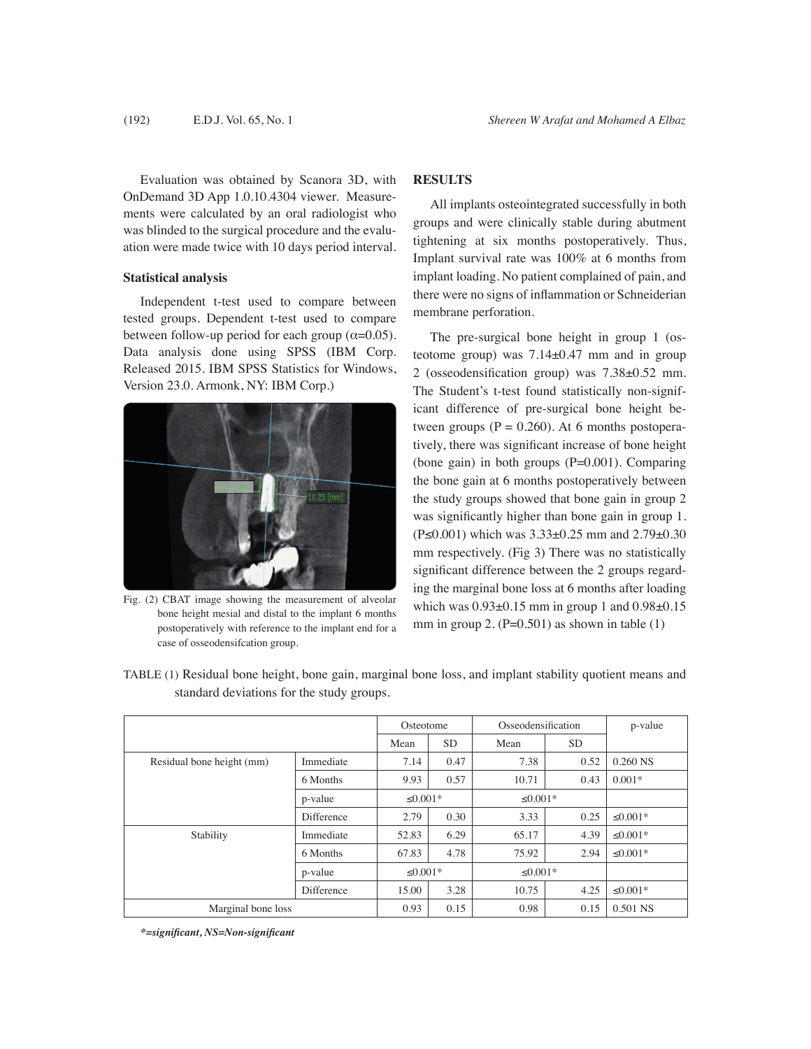Evaluation was obtained by Scanora 3D, with OnDemand 3D App 1.0.10.4304 viewer. Measurements were calculated by an oral radiologist who was blinded to the surgical procedure and the evaluation were made twice with 10 days period interval.

### Statistical analysis

Independent t-test used to compare between tested groups. Dependent t-test used to compare between follow-up period for each group (α=0.05). Data analysis done using SPSS (IBM Corp. Released 2015. IBM SPSS Statistics for Windows, Version 23.0. Armonk, NY: IBM Corp.)

Fig. (2) CBAT image showing the measurement of alveolar bone height mesial and distal to the implant 6 months postoperatively with reference to the implant end for a case of osseodensifcation group.

## RESULTS

All implants osteointegrated successfully in both groups and were clinically stable during abutment tightening at six months postoperatively. Thus, Implant survival rate was 100% at 6 months from implant loading. No patient complained of pain, and there were no signs of inflammation or Schneiderian membrane perforation.

The pre-surgical bone height in group 1 (osteotome group) was 7.14±0.47 mm and in group 2 (osseodensification group) was 7.38±0.52 mm. The Student's t-test found statistically non-significant difference of pre-surgical bone height between groups (P = 0.260). At 6 months postoperatively, there was significant increase of bone height (bone gain) in both groups (P=0.001). Comparing the bone gain at 6 months postoperatively between the study groups showed that bone gain in group 2 was significantly higher than bone gain in group 1. (P≤0.001) which was 3.33±0.25 mm and 2.79±0.30 mm respectively. (Fig 3) There was no statistically significant difference between the 2 groups regarding the marginal bone loss at 6 months after loading which was 0.93±0.15 mm in group 1 and 0.98±0.15 mm in group 2. (P=0.501) as shown in table (1)

TABLE (1) Residual bone height, bone gain, marginal bone loss, and implant stability quotient means and standard deviations for the study groups.

| | | Osteotome | | Osseodensification | | p-value |
|---|---|---|---|---|---|---|
| | | Mean | SD | Mean | SD | |
| Residual bone height (mm) | Immediate | 7.14 | 0.47 | 7.38 | 0.52 | 0.260 NS |
| | 6 Months | 9.93 | 0.57 | 10.71 | 0.43 | 0.001* |
| | p-value | ≤0.001* | | ≤0.001* | | |
| | Difference | 2.79 | 0.30 | 3.33 | 0.25 | ≤0.001* |
| Stability | Immediate | 52.83 | 6.29 | 65.17 | 4.39 | ≤0.001* |
| | 6 Months | 67.83 | 4.78 | 75.92 | 2.94 | ≤0.001* |
| | p-value | ≤0.001* | | ≤0.001* | | |
| | Difference | 15.00 | 3.28 | 10.75 | 4.25 | ≤0.001* |
| Marginal bone loss | | 0.93 | 0.15 | 0.98 | 0.15 | 0.501 NS |

***=significant, NS=Non-significant***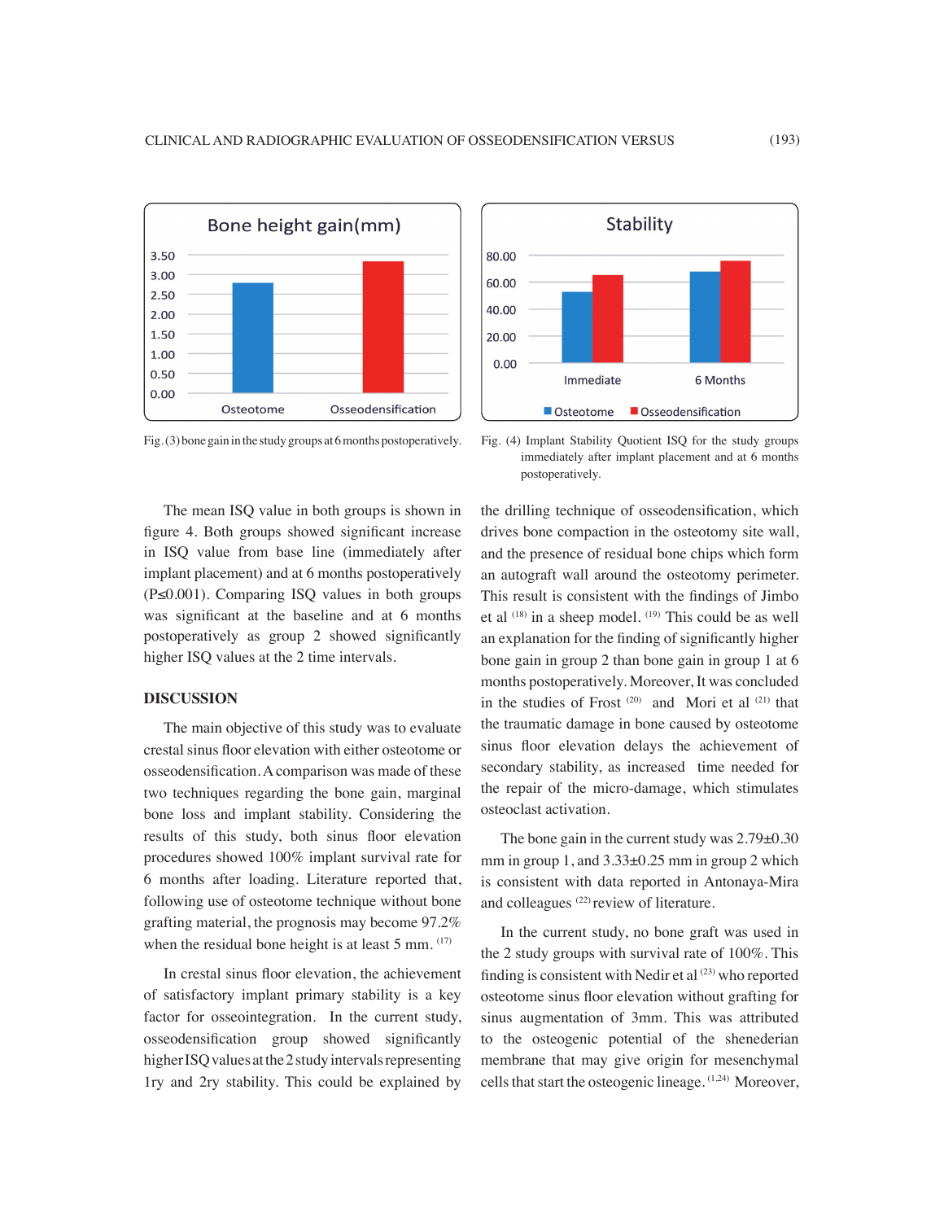Bone height gain(mm)

3.50
3.00
2.50
2.00
1.50
1.00
0.50
0.00

Osteotome
Osseodensification

Fig. (3) bone gain in the study groups at 6 months postoperatively.

Stability

80.00
60.00
40.00
20.00
0.00

Immediate
6 Months

Osteotome
Osseodensification

Fig. (4) Implant Stability Quotient ISQ for the study groups immediately after implant placement and at 6 months postoperatively.

The mean ISQ value in both groups is shown in figure 4. Both groups showed significant increase in ISQ value from base line (immediately after implant placement) and at 6 months postoperatively (P≤0.001). Comparing ISQ values in both groups was significant at the baseline and at 6 months postoperatively as group 2 showed significantly higher ISQ values at the 2 time intervals.

## DISCUSSION

The main objective of this study was to evaluate crestal sinus floor elevation with either osteotome or osseodensification. A comparison was made of these two techniques regarding the bone gain, marginal bone loss and implant stability. Considering the results of this study, both sinus floor elevation procedures showed 100% implant survival rate for 6 months after loading. Literature reported that, following use of osteotome technique without bone grafting material, the prognosis may become 97.2% when the residual bone height is at least 5 mm. [17]

In crestal sinus floor elevation, the achievement of satisfactory implant primary stability is a key factor for osseointegration. In the current study, osseodensification group showed significantly higher ISQ values at the 2 study intervals representing 1ry and 2ry stability. This could be explained by the drilling technique of osseodensification, which drives bone compaction in the osteotomy site wall, and the presence of residual bone chips which form an autograft wall around the osteotomy perimeter. This result is consistent with the findings of Jimbo et al [18] in a sheep model. [19] This could be as well an explanation for the finding of significantly higher bone gain in group 2 than bone gain in group 1 at 6 months postoperatively. Moreover, It was concluded in the studies of Frost [20] and Mori et al [21] that the traumatic damage in bone caused by osteotome sinus floor elevation delays the achievement of secondary stability, as increased time needed for the repair of the micro-damage, which stimulates osteoclast activation.

The bone gain in the current study was 2.79±0.30 mm in group 1, and 3.33±0.25 mm in group 2 which is consistent with data reported in Antonaya-Mira and colleagues [22] review of literature.

In the current study, no bone graft was used in the 2 study groups with survival rate of 100%. This finding is consistent with Nedir et al [23] who reported osteotome sinus floor elevation without grafting for sinus augmentation of 3mm. This was attributed to the osteogenic potential of the shenederian membrane that may give origin for mesenchymal cells that start the osteogenic lineage. [1,24] Moreover,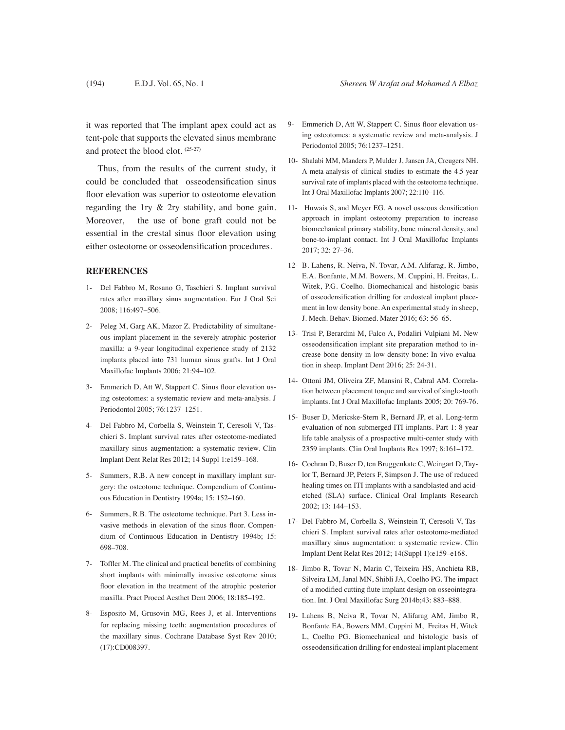it was reported that The implant apex could act as tent-pole that supports the elevated sinus membrane and protect the blood clot. [25-27]

Thus, from the results of the current study, it could be concluded that osseodensification sinus floor elevation was superior to osteotome elevation regarding the 1ry & 2ry stability, and bone gain. Moreover, the use of bone graft could not be essential in the crestal sinus floor elevation using either osteotome or osseodensification procedures.

## REFERENCES

1- Del Fabbro M, Rosano G, Taschieri S. Implant survival rates after maxillary sinus augmentation. Eur J Oral Sci 2008; 116:497–506.

2- Peleg M, Garg AK, Mazor Z. Predictability of simultaneous implant placement in the severely atrophic posterior maxilla: a 9-year longitudinal experience study of 2132 implants placed into 731 human sinus grafts. Int J Oral Maxillofac Implants 2006; 21:94–102.

3- Emmerich D, Att W, Stappert C. Sinus floor elevation using osteotomes: a systematic review and meta-analysis. J Periodontol 2005; 76:1237–1251.

4- Del Fabbro M, Corbella S, Weinstein T, Ceresoli V, Taschieri S. Implant survival rates after osteotome-mediated maxillary sinus augmentation: a systematic review. Clin Implant Dent Relat Res 2012; 14 Suppl 1:e159–168.

5- Summers, R.B. A new concept in maxillary implant surgery: the osteotome technique. Compendium of Continuous Education in Dentistry 1994a; 15: 152–160.

6- Summers, R.B. The osteotome technique. Part 3. Less invasive methods in elevation of the sinus floor. Compendium of Continuous Education in Dentistry 1994b; 15: 698–708.

7- Toffler M. The clinical and practical benefits of combining short implants with minimally invasive osteotome sinus floor elevation in the treatment of the atrophic posterior maxilla. Pract Proced Aesthet Dent 2006; 18:185–192.

8- Esposito M, Grusovin MG, Rees J, et al. Interventions for replacing missing teeth: augmentation procedures of the maxillary sinus. Cochrane Database Syst Rev 2010; (17):CD008397.

9- Emmerich D, Att W, Stappert C. Sinus floor elevation using osteotomes: a systematic review and meta-analysis. J Periodontol 2005; 76:1237–1251.

10- Shalabi MM, Manders P, Mulder J, Jansen JA, Creugers NH. A meta-analysis of clinical studies to estimate the 4.5-year survival rate of implants placed with the osteotome technique. Int J Oral Maxillofac Implants 2007; 22:110–116.

11- Huwais S, and Meyer EG. A novel osseous densification approach in implant osteotomy preparation to increase biomechanical primary stability, bone mineral density, and bone-to-implant contact. Int J Oral Maxillofac Implants 2017; 32: 27–36.

12- B. Lahens, R. Neiva, N. Tovar, A.M. Alifarag, R. Jimbo, E.A. Bonfante, M.M. Bowers, M. Cuppini, H. Freitas, L. Witek, P.G. Coelho. Biomechanical and histologic basis of osseodensification drilling for endosteal implant placement in low density bone. An experimental study in sheep, J. Mech. Behav. Biomed. Mater 2016; 63: 56–65.

13- Trisi P, Berardini M, Falco A, Podaliri Vulpiani M. New osseodensification implant site preparation method to increase bone density in low-density bone: In vivo evaluation in sheep. Implant Dent 2016; 25: 24-31.

14- Ottoni JM, Oliveira ZF, Mansini R, Cabral AM. Correlation between placement torque and survival of single-tooth implants. Int J Oral Maxillofac Implants 2005; 20: 769-76.

15- Buser D, Mericske-Stern R, Bernard JP, et al. Long-term evaluation of non-submerged ITI implants. Part 1: 8-year life table analysis of a prospective multi-center study with 2359 implants. Clin Oral Implants Res 1997; 8:161–172.

16- Cochran D, Buser D, ten Bruggenkate C, Weingart D, Taylor T, Bernard JP, Peters F, Simpson J. The use of reduced healing times on ITI implants with a sandblasted and acid-etched (SLA) surface. Clinical Oral Implants Research 2002; 13: 144–153.

17- Del Fabbro M, Corbella S, Weinstein T, Ceresoli V, Taschieri S. Implant survival rates after osteotome-mediated maxillary sinus augmentation: a systematic review. Clin Implant Dent Relat Res 2012; 14(Suppl 1):e159–e168.

18- Jimbo R, Tovar N, Marin C, Teixeira HS, Anchieta RB, Silveira LM, Janal MN, Shibli JA, Coelho PG. The impact of a modified cutting flute implant design on osseointegration. Int. J Oral Maxillofac Surg 2014b;43: 883–888.

19- Lahens B, Neiva R, Tovar N, Alifarag AM, Jimbo R, Bonfante EA, Bowers MM, Cuppini M, Freitas H, Witek L, Coelho PG. Biomechanical and histologic basis of osseodensification drilling for endosteal implant placement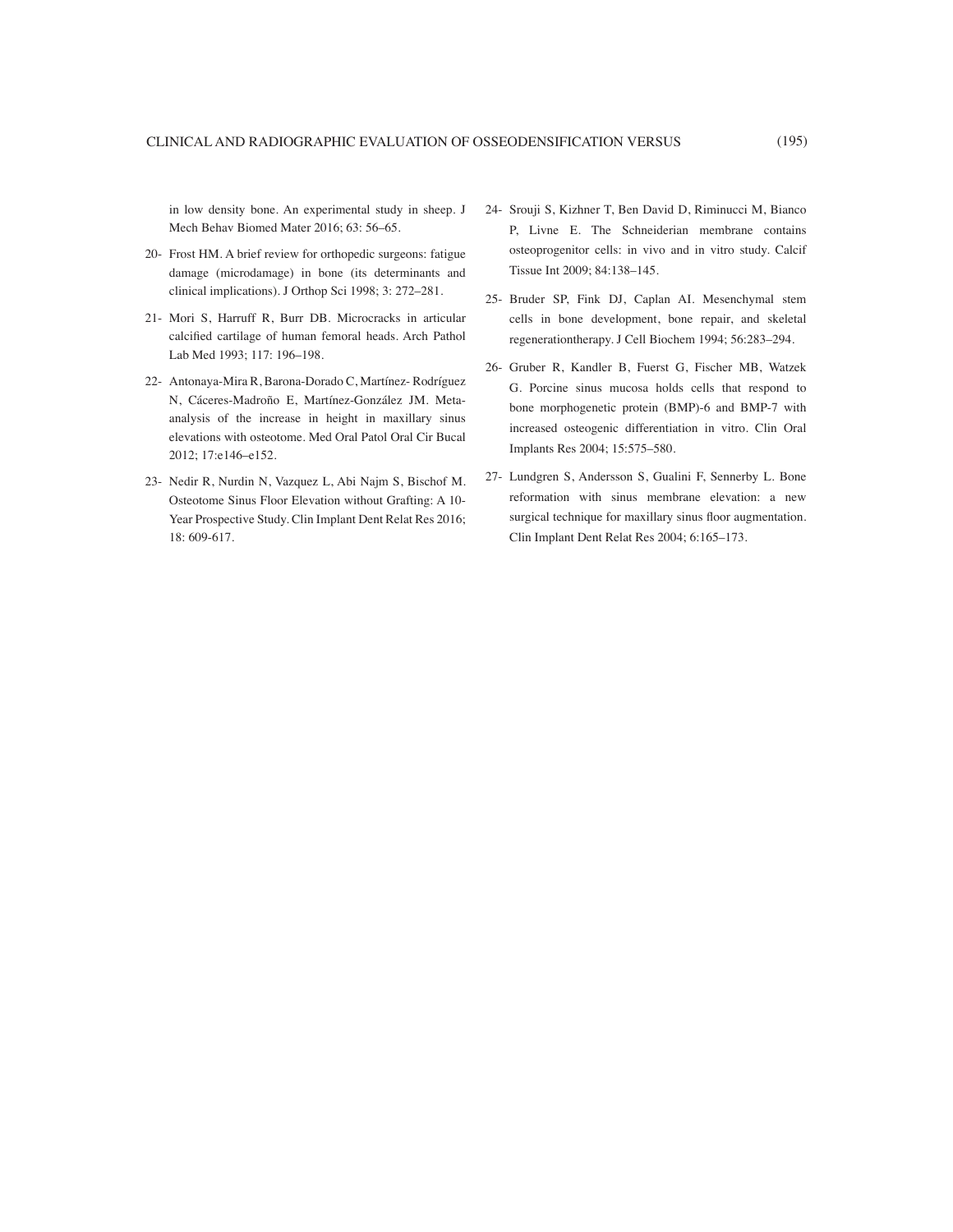in low density bone. An experimental study in sheep. J Mech Behav Biomed Mater 2016; 63: 56–65.

20- Frost HM. A brief review for orthopedic surgeons: fatigue damage (microdamage) in bone (its determinants and clinical implications). J Orthop Sci 1998; 3: 272–281.

21- Mori S, Harruff R, Burr DB. Microcracks in articular calcified cartilage of human femoral heads. Arch Pathol Lab Med 1993; 117: 196–198.

22- Antonaya-Mira R, Barona-Dorado C, Martínez- Rodríguez N, Cáceres-Madroño E, Martínez-González JM. Meta-analysis of the increase in height in maxillary sinus elevations with osteotome. Med Oral Patol Oral Cir Bucal 2012; 17:e146–e152.

23- Nedir R, Nurdin N, Vazquez L, Abi Najm S, Bischof M. Osteotome Sinus Floor Elevation without Grafting: A 10-Year Prospective Study. Clin Implant Dent Relat Res 2016; 18: 609-617.

24- Srouji S, Kizhner T, Ben David D, Riminucci M, Bianco P, Livne E. The Schneiderian membrane contains osteoprogenitor cells: in vivo and in vitro study. Calcif Tissue Int 2009; 84:138–145.

25- Bruder SP, Fink DJ, Caplan AI. Mesenchymal stem cells in bone development, bone repair, and skeletal regenerationtherapy. J Cell Biochem 1994; 56:283–294.

26- Gruber R, Kandler B, Fuerst G, Fischer MB, Watzek G. Porcine sinus mucosa holds cells that respond to bone morphogenetic protein (BMP)-6 and BMP-7 with increased osteogenic differentiation in vitro. Clin Oral Implants Res 2004; 15:575–580.

27- Lundgren S, Andersson S, Gualini F, Sennerby L. Bone reformation with sinus membrane elevation: a new surgical technique for maxillary sinus floor augmentation. Clin Implant Dent Relat Res 2004; 6:165–173.